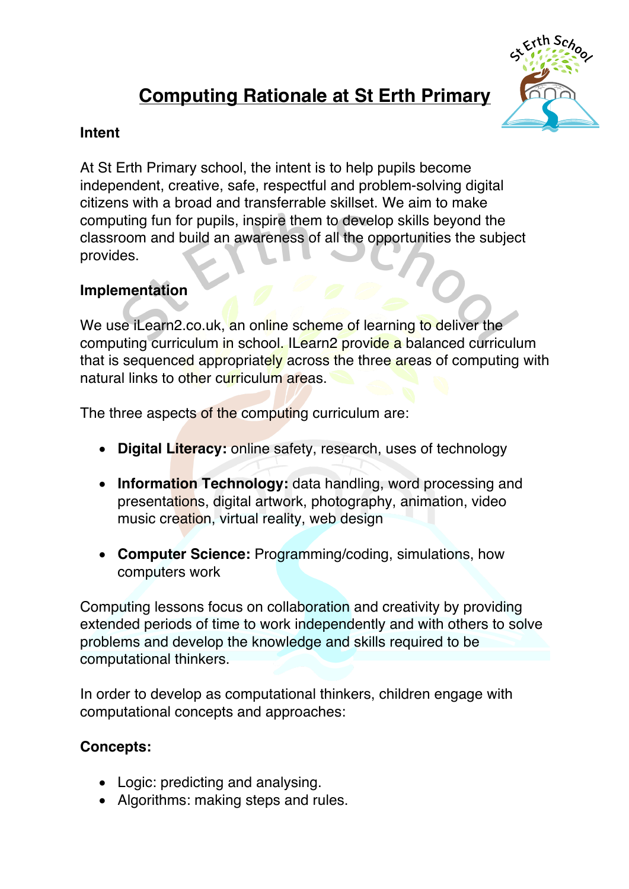# Computing Rationale at St Erth Primary

**Intent**

At St Erth Primary school, the intent is to help pupils become independent, creative, safe, respectful and problem-solving digital citizens with a broad and transferrable skillset. We aim to make computing fun for pupils, inspire them to develop skills beyond the classroom and build an awareness of all the opportunities the subject provides.

**Implementation**

We use iLearn2.co.uk, an online scheme of learning to deliver the computing curriculum in school. ILearn2 provide a balanced curriculum that is sequenced appropriately across the three areas of computing with natural links to other curriculum areas.

The three aspects of the computing curriculum are:

- **Digital Literacy:** online safety, research, uses of technology
- **Information Technology:** data handling, word processing and presentations, digital artwork, photography, animation, video music creation, virtual reality, web design
- **Computer Science:** Programming/coding, simulations, how computers work

Computing lessons focus on collaboration and creativity by providing extended periods of time to work independently and with others to solve problems and develop the knowledge and skills required to be computational thinkers.

In order to develop as computational thinkers, children engage with computational concepts and approaches:

**Concepts:**

- Logic: predicting and analysing.
- Algorithms: making steps and rules.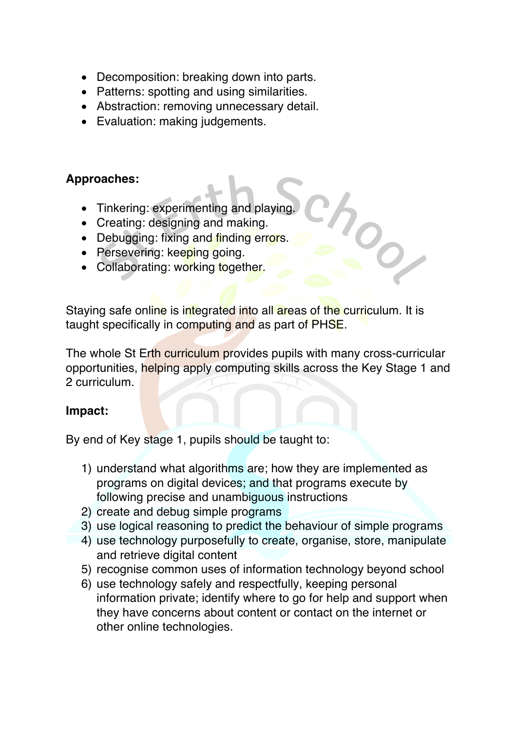- Decomposition: breaking down into parts.
- Patterns: spotting and using similarities.
- Abstraction: removing unnecessary detail.
- Evaluation: making judgements.

**Approaches:**

- Tinkering: experimenting and playing.
- Creating: designing and making.
- Debugging: fixing and finding errors.
- Persevering: keeping going.
- Collaborating: working together.

Staying safe online is integrated into all areas of the curriculum. It is taught specifically in computing and as part of PHSE.

The whole St Erth curriculum provides pupils with many cross-curricular opportunities, helping apply computing skills across the Key Stage 1 and 2 curriculum.

**Impact:**

By end of Key stage 1, pupils should be taught to:

1) understand what algorithms are; how they are implemented as programs on digital devices; and that programs execute by following precise and unambiguous instructions
2) create and debug simple programs
3) use logical reasoning to predict the behaviour of simple programs
4) use technology purposefully to create, organise, store, manipulate and retrieve digital content
5) recognise common uses of information technology beyond school
6) use technology safely and respectfully, keeping personal information private; identify where to go for help and support when they have concerns about content or contact on the internet or other online technologies.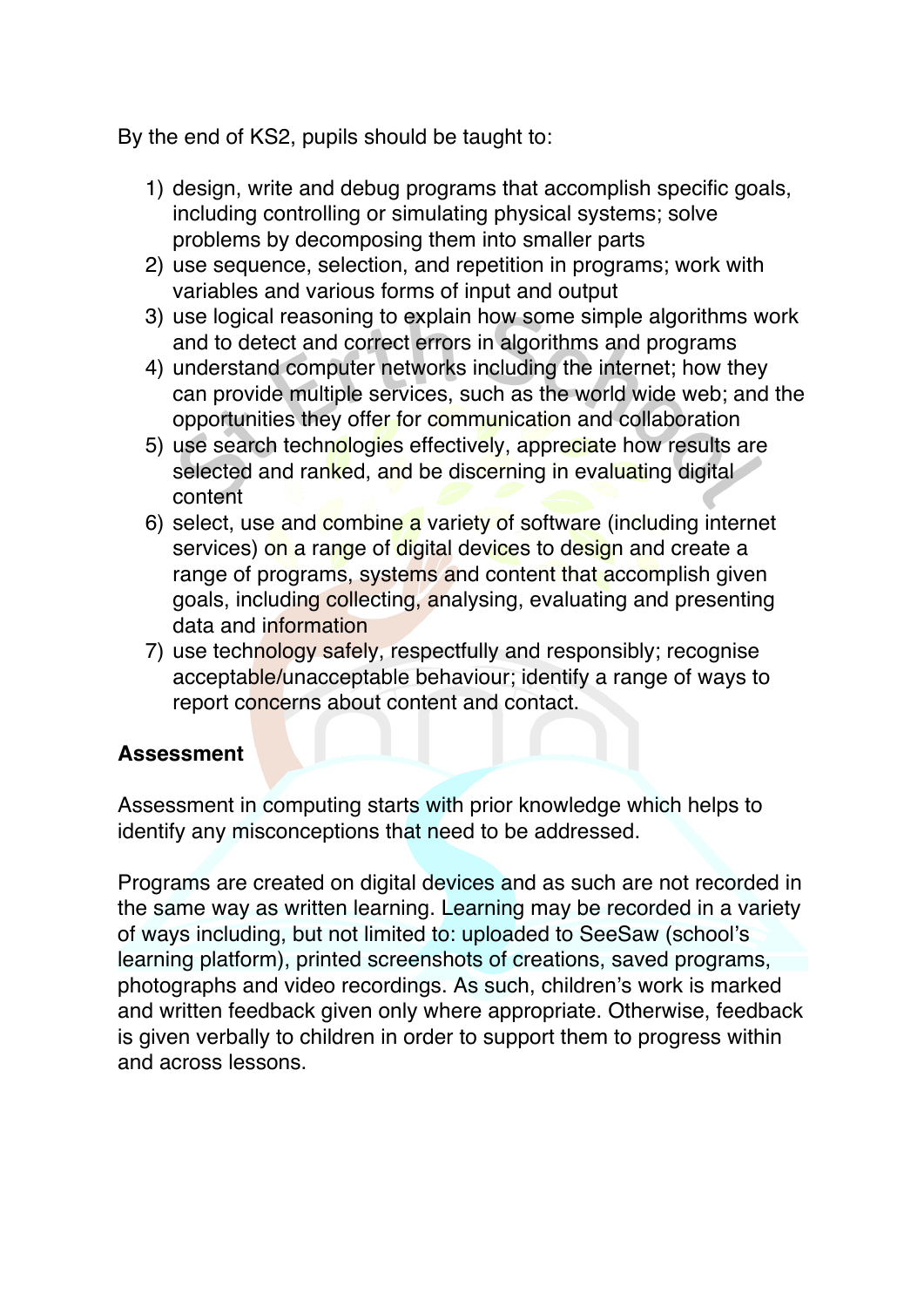By the end of KS2, pupils should be taught to:

1) design, write and debug programs that accomplish specific goals, including controlling or simulating physical systems; solve problems by decomposing them into smaller parts
2) use sequence, selection, and repetition in programs; work with variables and various forms of input and output
3) use logical reasoning to explain how some simple algorithms work and to detect and correct errors in algorithms and programs
4) understand computer networks including the internet; how they can provide multiple services, such as the world wide web; and the opportunities they offer for communication and collaboration
5) use search technologies effectively, appreciate how results are selected and ranked, and be discerning in evaluating digital content
6) select, use and combine a variety of software (including internet services) on a range of digital devices to design and create a range of programs, systems and content that accomplish given goals, including collecting, analysing, evaluating and presenting data and information
7) use technology safely, respectfully and responsibly; recognise acceptable/unacceptable behaviour; identify a range of ways to report concerns about content and contact.

**Assessment**

Assessment in computing starts with prior knowledge which helps to identify any misconceptions that need to be addressed.

Programs are created on digital devices and as such are not recorded in the same way as written learning. Learning may be recorded in a variety of ways including, but not limited to: uploaded to SeeSaw (school's learning platform), printed screenshots of creations, saved programs, photographs and video recordings. As such, children's work is marked and written feedback given only where appropriate. Otherwise, feedback is given verbally to children in order to support them to progress within and across lessons.